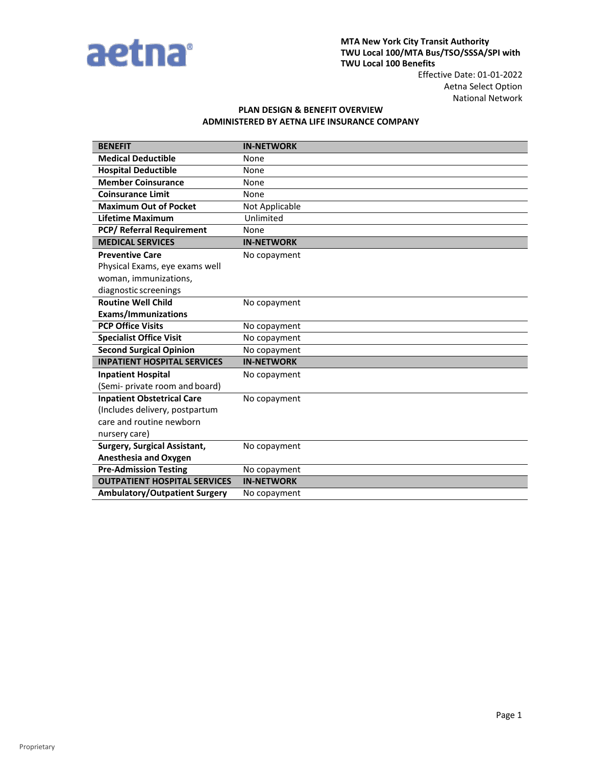aetna®

**MTA New York City Transit Authority**
**TWU Local 100/MTA Bus/TSO/SSSA/SPI with TWU Local 100 Benefits**

Effective Date: 01-01-2022
Aetna Select Option
National Network

## PLAN DESIGN & BENEFIT OVERVIEW
## ADMINISTERED BY AETNA LIFE INSURANCE COMPANY

| BENEFIT | IN-NETWORK |
|---|---|
| **Medical Deductible** | None |
| **Hospital Deductible** | None |
| **Member Coinsurance** | None |
| **Coinsurance Limit** | None |
| **Maximum Out of Pocket** | Not Applicable |
| **Lifetime Maximum** | Unlimited |
| **PCP/ Referral Requirement** | None |
| **MEDICAL SERVICES** | **IN-NETWORK** |
| **Preventive Care** Physical Exams, eye exams well woman, immunizations, diagnostic screenings | No copayment |
| **Routine Well Child Exams/Immunizations** | No copayment |
| **PCP Office Visits** | No copayment |
| **Specialist Office Visit** | No copayment |
| **Second Surgical Opinion** | No copayment |
| **INPATIENT HOSPITAL SERVICES** | **IN-NETWORK** |
| **Inpatient Hospital** (Semi- private room and board) | No copayment |
| **Inpatient Obstetrical Care** (Includes delivery, postpartum care and routine newborn nursery care) | No copayment |
| **Surgery, Surgical Assistant, Anesthesia and Oxygen** | No copayment |
| **Pre-Admission Testing** | No copayment |
| **OUTPATIENT HOSPITAL SERVICES** | **IN-NETWORK** |
| **Ambulatory/Outpatient Surgery** | No copayment |

Proprietary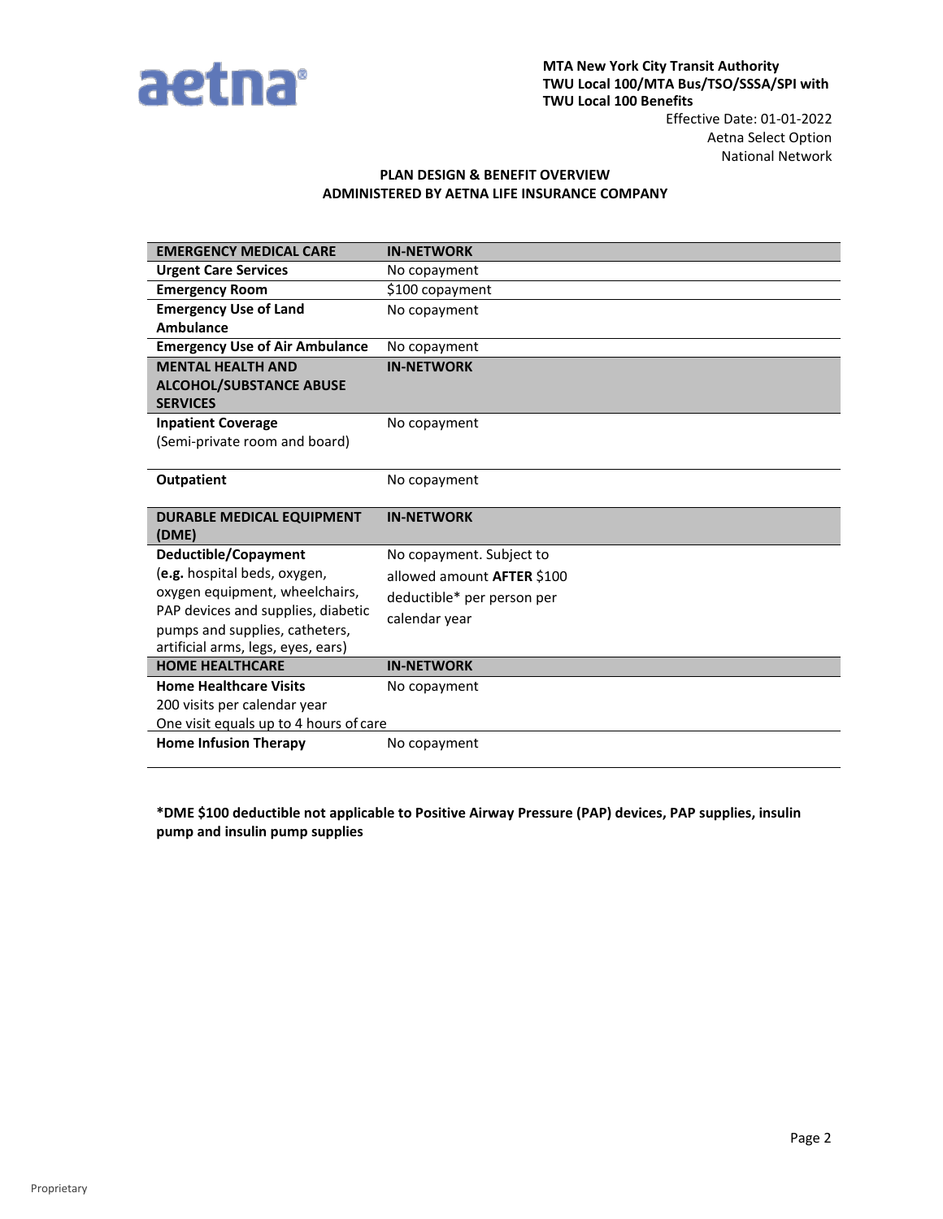**MTA New York City Transit Authority**
**TWU Local 100/MTA Bus/TSO/SSSA/SPI with TWU Local 100 Benefits**
Effective Date: 01-01-2022
Aetna Select Option
National Network

**PLAN DESIGN & BENEFIT OVERVIEW**
**ADMINISTERED BY AETNA LIFE INSURANCE COMPANY**

| **EMERGENCY MEDICAL CARE** | **IN-NETWORK** |
|---|---|
| **Urgent Care Services** | No copayment |
| **Emergency Room** | $100 copayment |
| **Emergency Use of Land Ambulance** | No copayment |
| **Emergency Use of Air Ambulance** | No copayment |
| **MENTAL HEALTH AND ALCOHOL/SUBSTANCE ABUSE SERVICES** | **IN-NETWORK** |
| **Inpatient Coverage** (Semi-private room and board) | No copayment |
| **Outpatient** | No copayment |
| **DURABLE MEDICAL EQUIPMENT (DME)** | **IN-NETWORK** |
| **Deductible/Copayment** (**e.g.** hospital beds, oxygen, oxygen equipment, wheelchairs, PAP devices and supplies, diabetic pumps and supplies, catheters, artificial arms, legs, eyes, ears) | No copayment. Subject to allowed amount **AFTER** $100 deductible* per person per calendar year |
| **HOME HEALTHCARE** | **IN-NETWORK** |
| **Home Healthcare Visits** 200 visits per calendar year One visit equals up to 4 hours of care | No copayment |
| **Home Infusion Therapy** | No copayment |

***DME $100 deductible not applicable to Positive Airway Pressure (PAP) devices, PAP supplies, insulin pump and insulin pump supplies**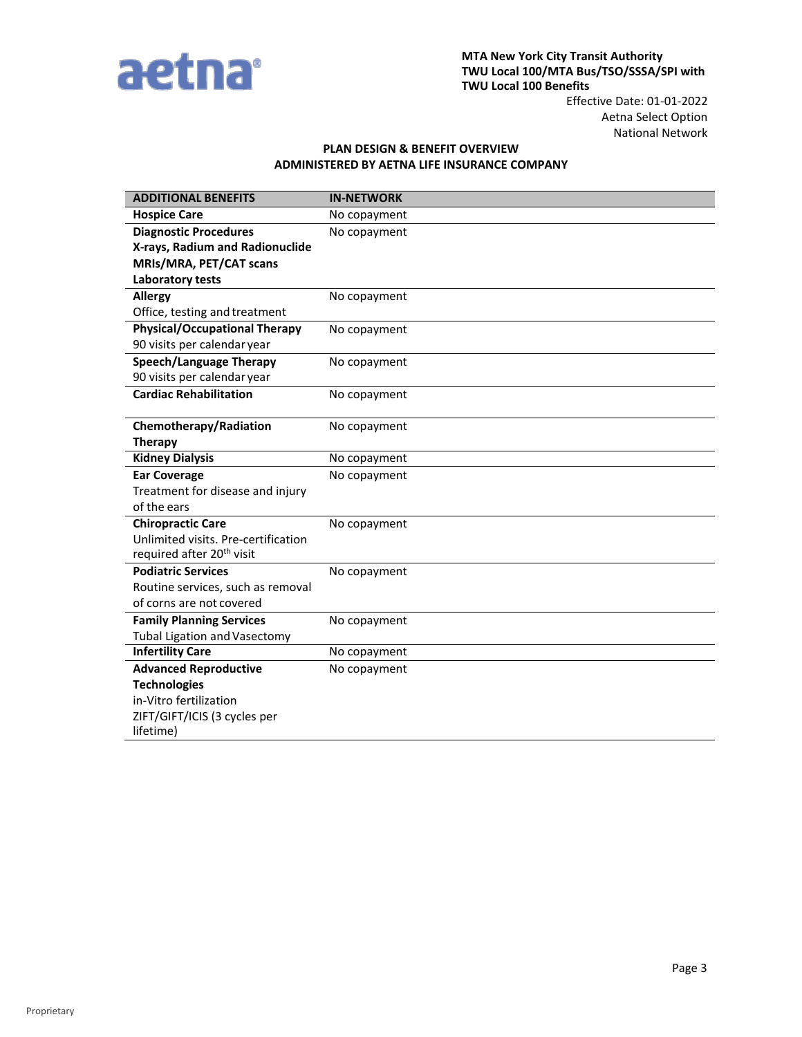**MTA New York City Transit Authority**
**TWU Local 100/MTA Bus/TSO/SSSA/SPI with TWU Local 100 Benefits**

Effective Date: 01-01-2022
Aetna Select Option
National Network

## PLAN DESIGN & BENEFIT OVERVIEW
## ADMINISTERED BY AETNA LIFE INSURANCE COMPANY

| ADDITIONAL BENEFITS | IN-NETWORK |
|---|---|
| **Hospice Care** | No copayment |
| **Diagnostic Procedures**<br>**X-rays, Radium and Radionuclide**<br>**MRIs/MRA, PET/CAT scans**<br>**Laboratory tests** | No copayment |
| **Allergy**<br>Office, testing and treatment | No copayment |
| **Physical/Occupational Therapy**<br>90 visits per calendar year | No copayment |
| **Speech/Language Therapy**<br>90 visits per calendar year | No copayment |
| **Cardiac Rehabilitation** | No copayment |
| **Chemotherapy/Radiation Therapy** | No copayment |
| **Kidney Dialysis** | No copayment |
| **Ear Coverage**<br>Treatment for disease and injury of the ears | No copayment |
| **Chiropractic Care**<br>Unlimited visits. Pre-certification required after 20th visit | No copayment |
| **Podiatric Services**<br>Routine services, such as removal of corns are not covered | No copayment |
| **Family Planning Services**<br>Tubal Ligation and Vasectomy | No copayment |
| **Infertility Care** | No copayment |
| **Advanced Reproductive Technologies**<br>in-Vitro fertilization<br>ZIFT/GIFT/ICIS (3 cycles per lifetime) | No copayment |

Proprietary